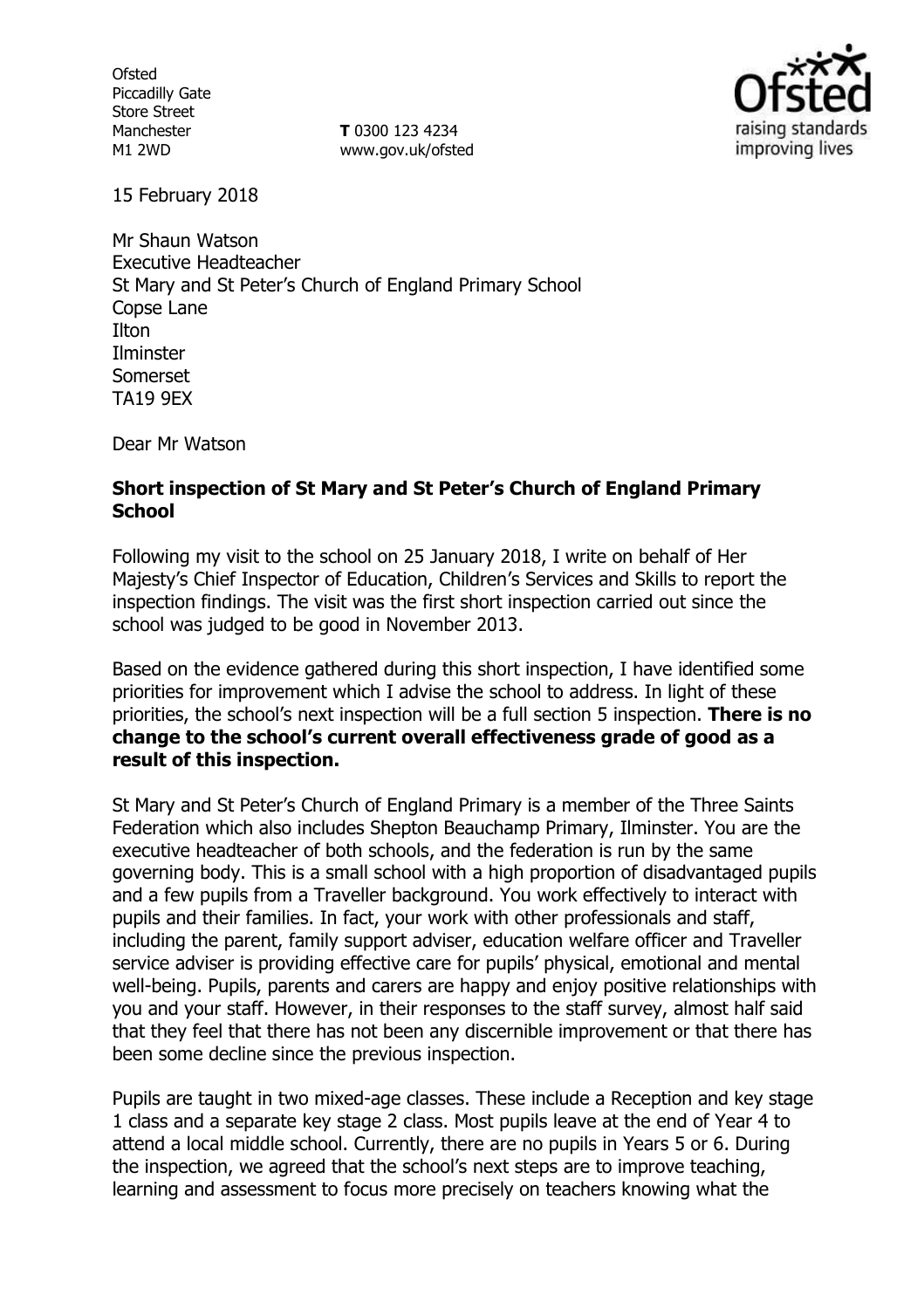Ofsted
Piccadilly Gate
Store Street
Manchester
M1 2WD

**T** 0300 123 4234
www.gov.uk/ofsted

15 February 2018

Mr Shaun Watson
Executive Headteacher
St Mary and St Peter's Church of England Primary School
Copse Lane
Ilton
Ilminster
Somerset
TA19 9EX

Dear Mr Watson

**Short inspection of St Mary and St Peter's Church of England Primary School**

Following my visit to the school on 25 January 2018, I write on behalf of Her Majesty's Chief Inspector of Education, Children's Services and Skills to report the inspection findings. The visit was the first short inspection carried out since the school was judged to be good in November 2013.

Based on the evidence gathered during this short inspection, I have identified some priorities for improvement which I advise the school to address. In light of these priorities, the school's next inspection will be a full section 5 inspection. **There is no change to the school's current overall effectiveness grade of good as a result of this inspection.**

St Mary and St Peter's Church of England Primary is a member of the Three Saints Federation which also includes Shepton Beauchamp Primary, Ilminster. You are the executive headteacher of both schools, and the federation is run by the same governing body. This is a small school with a high proportion of disadvantaged pupils and a few pupils from a Traveller background. You work effectively to interact with pupils and their families. In fact, your work with other professionals and staff, including the parent, family support adviser, education welfare officer and Traveller service adviser is providing effective care for pupils' physical, emotional and mental well-being. Pupils, parents and carers are happy and enjoy positive relationships with you and your staff. However, in their responses to the staff survey, almost half said that they feel that there has not been any discernible improvement or that there has been some decline since the previous inspection.

Pupils are taught in two mixed-age classes. These include a Reception and key stage 1 class and a separate key stage 2 class. Most pupils leave at the end of Year 4 to attend a local middle school. Currently, there are no pupils in Years 5 or 6. During the inspection, we agreed that the school's next steps are to improve teaching, learning and assessment to focus more precisely on teachers knowing what the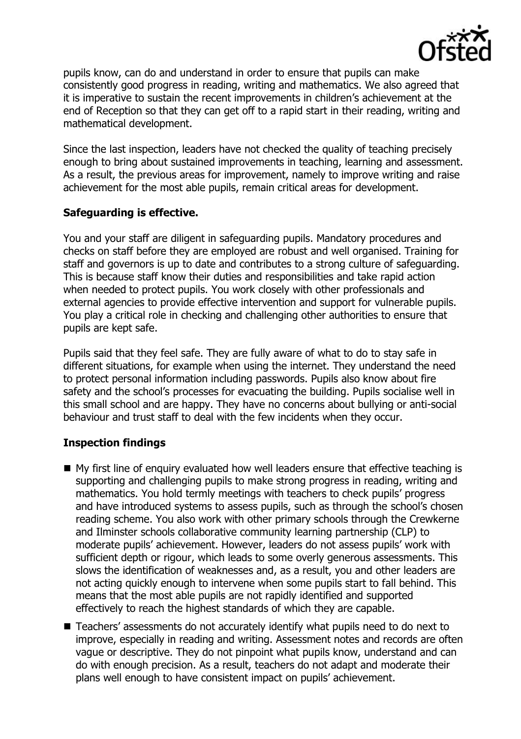pupils know, can do and understand in order to ensure that pupils can make consistently good progress in reading, writing and mathematics. We also agreed that it is imperative to sustain the recent improvements in children's achievement at the end of Reception so that they can get off to a rapid start in their reading, writing and mathematical development.

Since the last inspection, leaders have not checked the quality of teaching precisely enough to bring about sustained improvements in teaching, learning and assessment. As a result, the previous areas for improvement, namely to improve writing and raise achievement for the most able pupils, remain critical areas for development.

**Safeguarding is effective.**

You and your staff are diligent in safeguarding pupils. Mandatory procedures and checks on staff before they are employed are robust and well organised. Training for staff and governors is up to date and contributes to a strong culture of safeguarding. This is because staff know their duties and responsibilities and take rapid action when needed to protect pupils. You work closely with other professionals and external agencies to provide effective intervention and support for vulnerable pupils. You play a critical role in checking and challenging other authorities to ensure that pupils are kept safe.

Pupils said that they feel safe. They are fully aware of what to do to stay safe in different situations, for example when using the internet. They understand the need to protect personal information including passwords. Pupils also know about fire safety and the school's processes for evacuating the building. Pupils socialise well in this small school and are happy. They have no concerns about bullying or anti-social behaviour and trust staff to deal with the few incidents when they occur.

**Inspection findings**

- My first line of enquiry evaluated how well leaders ensure that effective teaching is supporting and challenging pupils to make strong progress in reading, writing and mathematics. You hold termly meetings with teachers to check pupils' progress and have introduced systems to assess pupils, such as through the school's chosen reading scheme. You also work with other primary schools through the Crewkerne and Ilminster schools collaborative community learning partnership (CLP) to moderate pupils' achievement. However, leaders do not assess pupils' work with sufficient depth or rigour, which leads to some overly generous assessments. This slows the identification of weaknesses and, as a result, you and other leaders are not acting quickly enough to intervene when some pupils start to fall behind. This means that the most able pupils are not rapidly identified and supported effectively to reach the highest standards of which they are capable.
- Teachers' assessments do not accurately identify what pupils need to do next to improve, especially in reading and writing. Assessment notes and records are often vague or descriptive. They do not pinpoint what pupils know, understand and can do with enough precision. As a result, teachers do not adapt and moderate their plans well enough to have consistent impact on pupils' achievement.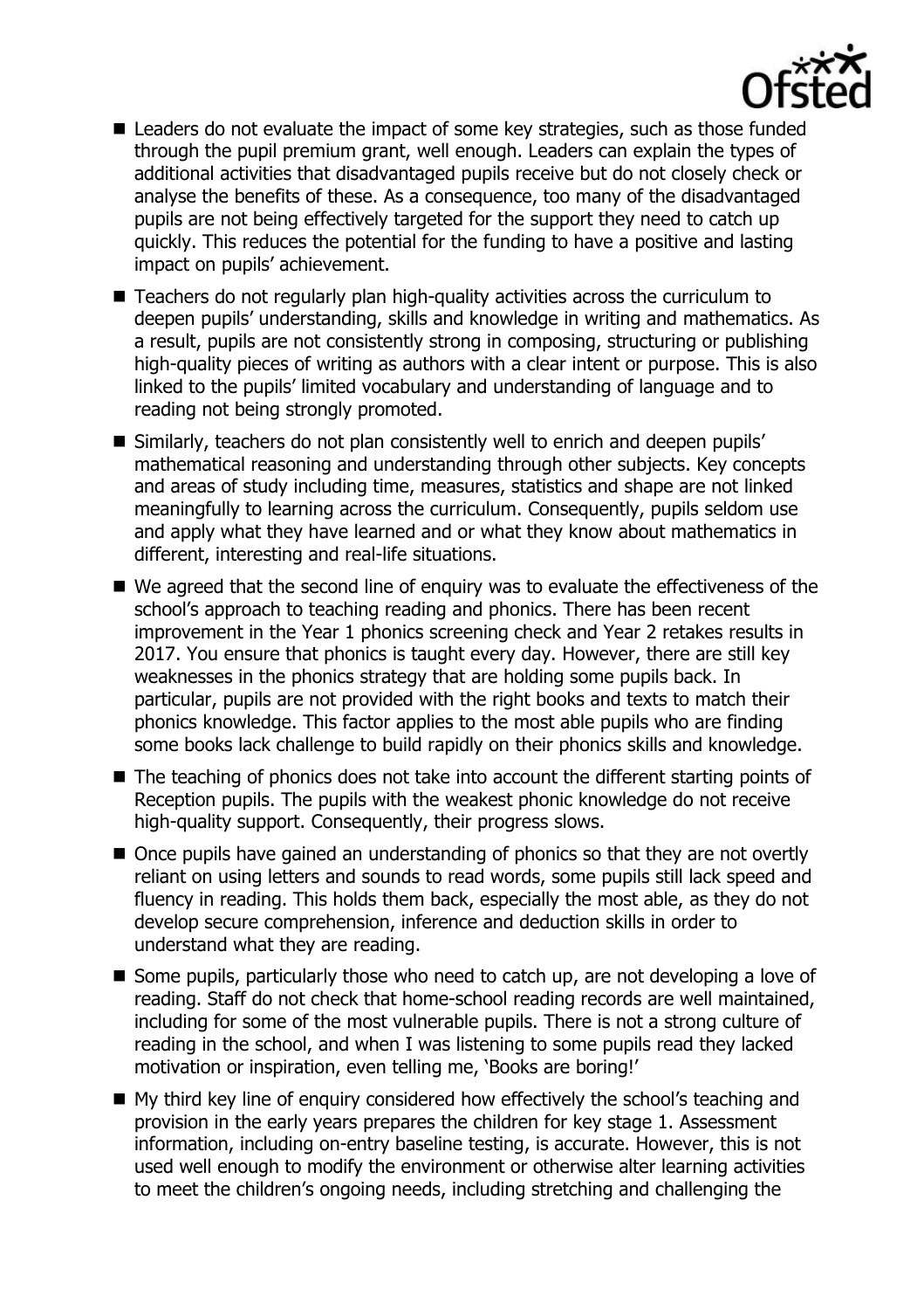- Leaders do not evaluate the impact of some key strategies, such as those funded through the pupil premium grant, well enough. Leaders can explain the types of additional activities that disadvantaged pupils receive but do not closely check or analyse the benefits of these. As a consequence, too many of the disadvantaged pupils are not being effectively targeted for the support they need to catch up quickly. This reduces the potential for the funding to have a positive and lasting impact on pupils' achievement.
- Teachers do not regularly plan high-quality activities across the curriculum to deepen pupils' understanding, skills and knowledge in writing and mathematics. As a result, pupils are not consistently strong in composing, structuring or publishing high-quality pieces of writing as authors with a clear intent or purpose. This is also linked to the pupils' limited vocabulary and understanding of language and to reading not being strongly promoted.
- Similarly, teachers do not plan consistently well to enrich and deepen pupils' mathematical reasoning and understanding through other subjects. Key concepts and areas of study including time, measures, statistics and shape are not linked meaningfully to learning across the curriculum. Consequently, pupils seldom use and apply what they have learned and or what they know about mathematics in different, interesting and real-life situations.
- We agreed that the second line of enquiry was to evaluate the effectiveness of the school's approach to teaching reading and phonics. There has been recent improvement in the Year 1 phonics screening check and Year 2 retakes results in 2017. You ensure that phonics is taught every day. However, there are still key weaknesses in the phonics strategy that are holding some pupils back. In particular, pupils are not provided with the right books and texts to match their phonics knowledge. This factor applies to the most able pupils who are finding some books lack challenge to build rapidly on their phonics skills and knowledge.
- The teaching of phonics does not take into account the different starting points of Reception pupils. The pupils with the weakest phonic knowledge do not receive high-quality support. Consequently, their progress slows.
- Once pupils have gained an understanding of phonics so that they are not overtly reliant on using letters and sounds to read words, some pupils still lack speed and fluency in reading. This holds them back, especially the most able, as they do not develop secure comprehension, inference and deduction skills in order to understand what they are reading.
- Some pupils, particularly those who need to catch up, are not developing a love of reading. Staff do not check that home-school reading records are well maintained, including for some of the most vulnerable pupils. There is not a strong culture of reading in the school, and when I was listening to some pupils read they lacked motivation or inspiration, even telling me, 'Books are boring!'
- My third key line of enquiry considered how effectively the school's teaching and provision in the early years prepares the children for key stage 1. Assessment information, including on-entry baseline testing, is accurate. However, this is not used well enough to modify the environment or otherwise alter learning activities to meet the children's ongoing needs, including stretching and challenging the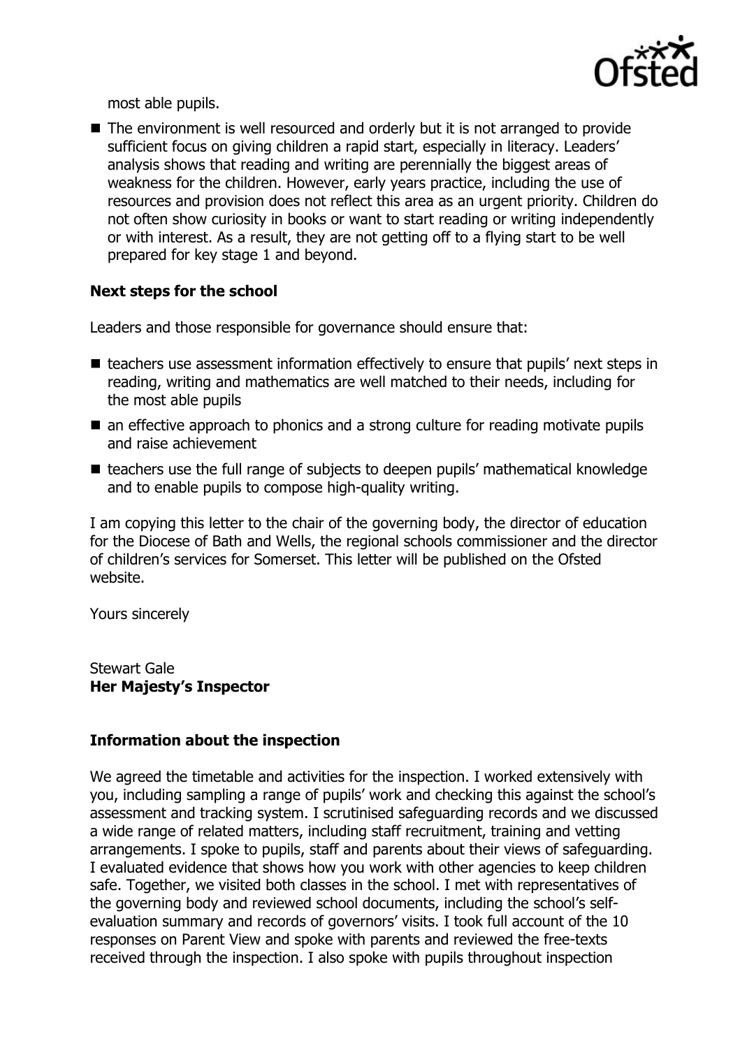most able pupils.

- The environment is well resourced and orderly but it is not arranged to provide sufficient focus on giving children a rapid start, especially in literacy. Leaders' analysis shows that reading and writing are perennially the biggest areas of weakness for the children. However, early years practice, including the use of resources and provision does not reflect this area as an urgent priority. Children do not often show curiosity in books or want to start reading or writing independently or with interest. As a result, they are not getting off to a flying start to be well prepared for key stage 1 and beyond.

### Next steps for the school

Leaders and those responsible for governance should ensure that:

- teachers use assessment information effectively to ensure that pupils' next steps in reading, writing and mathematics are well matched to their needs, including for the most able pupils
- an effective approach to phonics and a strong culture for reading motivate pupils and raise achievement
- teachers use the full range of subjects to deepen pupils' mathematical knowledge and to enable pupils to compose high-quality writing.

I am copying this letter to the chair of the governing body, the director of education for the Diocese of Bath and Wells, the regional schools commissioner and the director of children's services for Somerset. This letter will be published on the Ofsted website.

Yours sincerely

Stewart Gale
**Her Majesty's Inspector**

### Information about the inspection

We agreed the timetable and activities for the inspection. I worked extensively with you, including sampling a range of pupils' work and checking this against the school's assessment and tracking system. I scrutinised safeguarding records and we discussed a wide range of related matters, including staff recruitment, training and vetting arrangements. I spoke to pupils, staff and parents about their views of safeguarding. I evaluated evidence that shows how you work with other agencies to keep children safe. Together, we visited both classes in the school. I met with representatives of the governing body and reviewed school documents, including the school's self-evaluation summary and records of governors' visits. I took full account of the 10 responses on Parent View and spoke with parents and reviewed the free-texts received through the inspection. I also spoke with pupils throughout inspection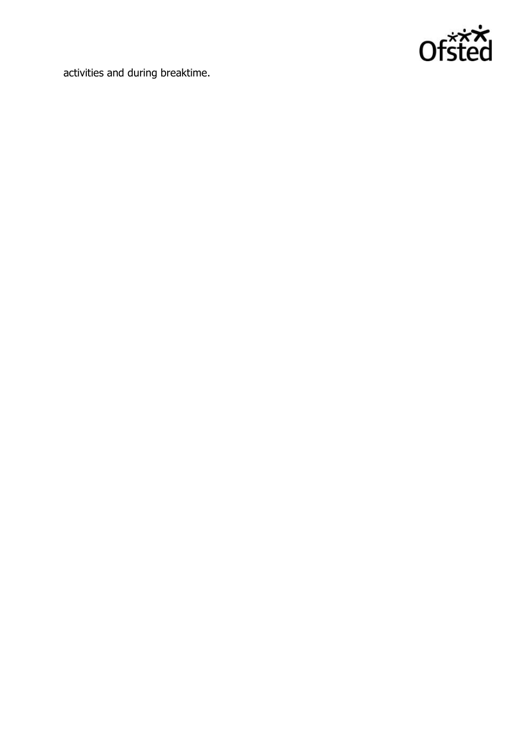activities and during breaktime.